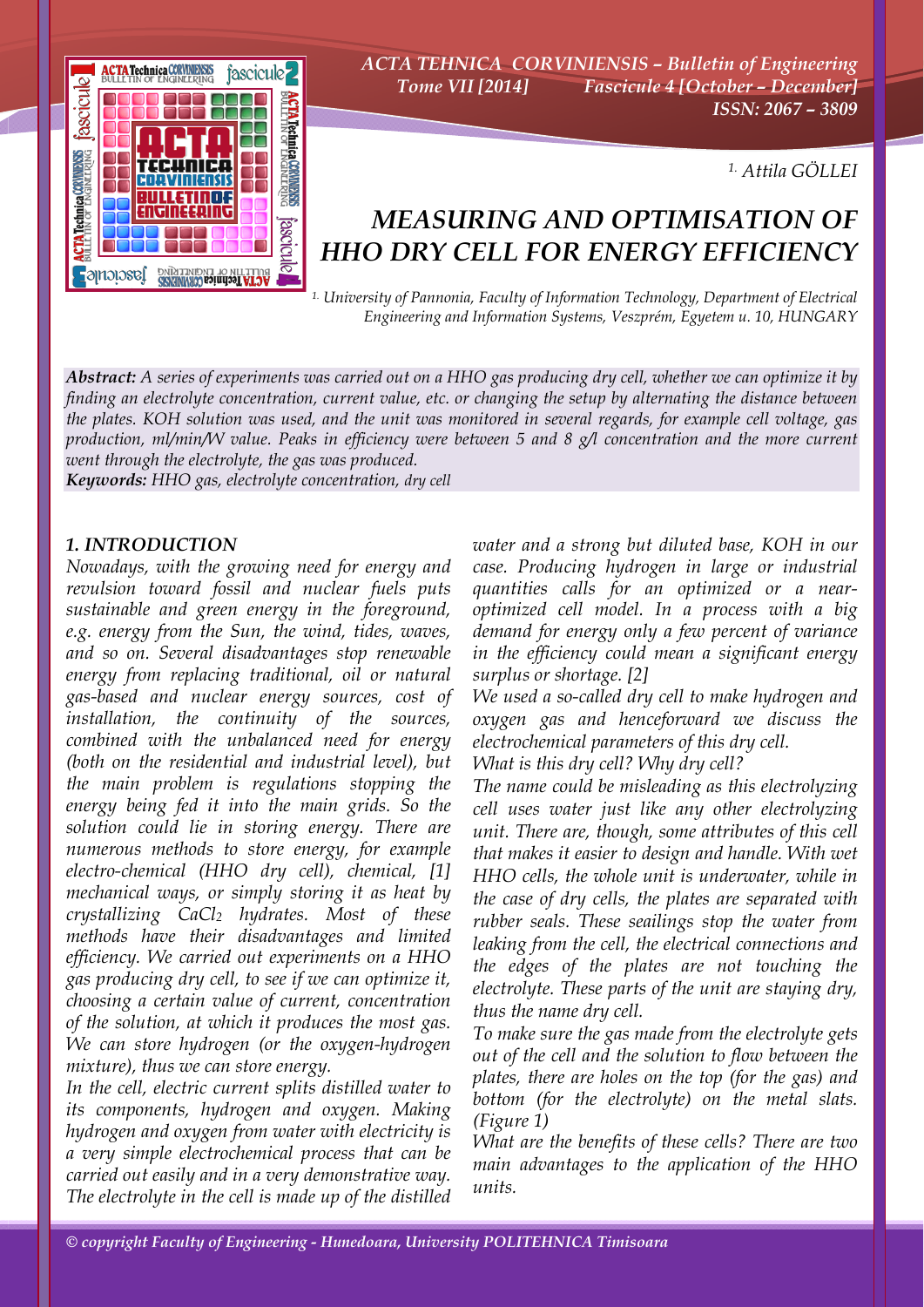[1.] Attila GÖLLEI

# MEASURING AND OPTIMISATION OF HHO DRY CELL FOR ENERGY EFFICIENCY

[1.] University of Pannonia, Faculty of Information Technology, Department of Electrical Engineering and Information Systems, Veszprém, Egyetem u. 10, HUNGARY

***Abstract:*** *A series of experiments was carried out on a HHO gas producing dry cell, whether we can optimize it by finding an electrolyte concentration, current value, etc. or changing the setup by alternating the distance between the plates. KOH solution was used, and the unit was monitored in several regards, for example cell voltage, gas production, ml/min/W value. Peaks in efficiency were between 5 and 8 g/l concentration and the more current went through the electrolyte, the gas was produced.*

***Keywords:*** *HHO gas, electrolyte concentration, dry cell*

## 1. INTRODUCTION

*Nowadays, with the growing need for energy and revulsion toward fossil and nuclear fuels puts sustainable and green energy in the foreground, e.g. energy from the Sun, the wind, tides, waves, and so on. Several disadvantages stop renewable energy from replacing traditional, oil or natural gas-based and nuclear energy sources, cost of installation, the continuity of the sources, combined with the unbalanced need for energy (both on the residential and industrial level), but the main problem is regulations stopping the energy being fed it into the main grids. So the solution could lie in storing energy. There are numerous methods to store energy, for example electro-chemical (HHO dry cell), chemical, [1] mechanical ways, or simply storing it as heat by crystallizing $CaCl_2$ hydrates. Most of these methods have their disadvantages and limited efficiency. We carried out experiments on a HHO gas producing dry cell, to see if we can optimize it, choosing a certain value of current, concentration of the solution, at which it produces the most gas. We can store hydrogen (or the oxygen-hydrogen mixture), thus we can store energy.*

*In the cell, electric current splits distilled water to its components, hydrogen and oxygen. Making hydrogen and oxygen from water with electricity is a very simple electrochemical process that can be carried out easily and in a very demonstrative way. The electrolyte in the cell is made up of the distilled water and a strong but diluted base, KOH in our case. Producing hydrogen in large or industrial quantities calls for an optimized or a near-optimized cell model. In a process with a big demand for energy only a few percent of variance in the efficiency could mean a significant energy surplus or shortage. [2]*

*We used a so-called dry cell to make hydrogen and oxygen gas and henceforward we discuss the electrochemical parameters of this dry cell.*

*What is this dry cell? Why dry cell?*

*The name could be misleading as this electrolyzing cell uses water just like any other electrolyzing unit. There are, though, some attributes of this cell that makes it easier to design and handle. With wet HHO cells, the whole unit is underwater, while in the case of dry cells, the plates are separated with rubber seals. These seailings stop the water from leaking from the cell, the electrical connections and the edges of the plates are not touching the electrolyte. These parts of the unit are staying dry, thus the name dry cell.*

*To make sure the gas made from the electrolyte gets out of the cell and the solution to flow between the plates, there are holes on the top (for the gas) and bottom (for the electrolyte) on the metal slats. (Figure 1)*

*What are the benefits of these cells? There are two main advantages to the application of the HHO units.*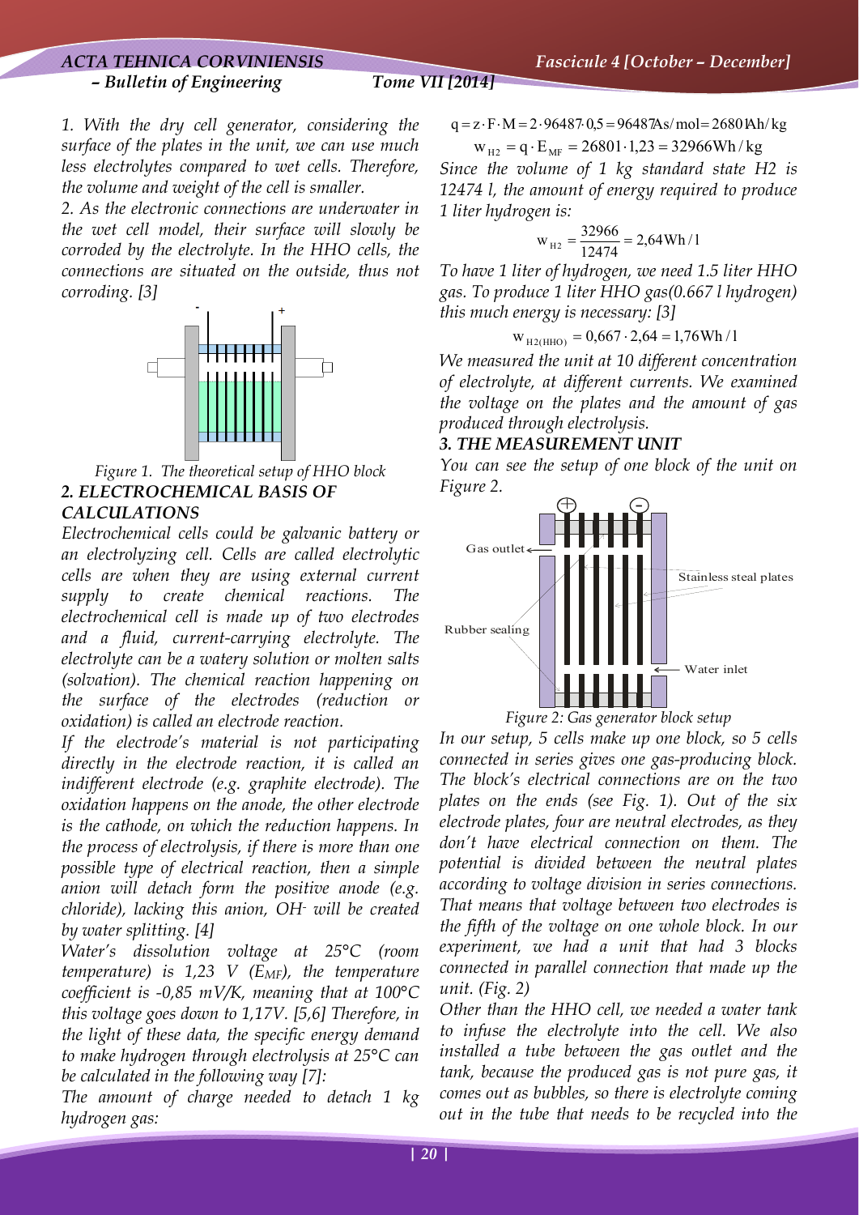1. With the dry cell generator, considering the surface of the plates in the unit, we can use much less electrolytes compared to wet cells. Therefore, the volume and weight of the cell is smaller.

2. As the electronic connections are underwater in the wet cell model, their surface will slowly be corroded by the electrolyte. In the HHO cells, the connections are situated on the outside, thus not corroding. [3]

Figure 1. The theoretical setup of HHO block

## 2. ELECTROCHEMICAL BASIS OF CALCULATIONS

Electrochemical cells could be galvanic battery or an electrolyzing cell. Cells are called electrolytic cells are when they are using external current supply to create chemical reactions. The electrochemical cell is made up of two electrodes and a fluid, current-carrying electrolyte. The electrolyte can be a watery solution or molten salts (solvation). The chemical reaction happening on the surface of the electrodes (reduction or oxidation) is called an electrode reaction.

If the electrode's material is not participating directly in the electrode reaction, it is called an indifferent electrode (e.g. graphite electrode). The oxidation happens on the anode, the other electrode is the cathode, on which the reduction happens. In the process of electrolysis, if there is more than one possible type of electrical reaction, then a simple anion will detach form the positive anode (e.g. chloride), lacking this anion, $OH^-$ will be created by water splitting. [4]

Water's dissolution voltage at 25°C (room temperature) is 1,23 V ($E_{MF}$), the temperature coefficient is -0,85 mV/K, meaning that at 100°C this voltage goes down to 1,17V. [5,6] Therefore, in the light of these data, the specific energy demand to make hydrogen through electrolysis at 25°C can be calculated in the following way [7]:

The amount of charge needed to detach 1 kg hydrogen gas:

$$q = z \cdot F \cdot M = 2 \cdot 96487 \cdot 0{,}5 = 96487 As/mol = 26801 Ah/kg$$

$$w_{H2} = q \cdot E_{MF} = 26801 \cdot 1{,}23 = 32966 Wh/kg$$

Since the volume of 1 kg standard state H2 is 12474 l, the amount of energy required to produce 1 liter hydrogen is:

$$w_{H2} = \frac{32966}{12474} = 2{,}64 Wh/l$$

To have 1 liter of hydrogen, we need 1.5 liter HHO gas. To produce 1 liter HHO gas(0.667 l hydrogen) this much energy is necessary: [3]

$$w_{H2(HHO)} = 0{,}667 \cdot 2{,}64 = 1{,}76 Wh/l$$

We measured the unit at 10 different concentration of electrolyte, at different currents. We examined the voltage on the plates and the amount of gas produced through electrolysis.

## 3. THE MEASUREMENT UNIT

You can see the setup of one block of the unit on Figure 2.

Figure 2: Gas generator block setup

In our setup, 5 cells make up one block, so 5 cells connected in series gives one gas-producing block. The block's electrical connections are on the two plates on the ends (see Fig. 1). Out of the six electrode plates, four are neutral electrodes, as they don't have electrical connection on them. The potential is divided between the neutral plates according to voltage division in series connections. That means that voltage between two electrodes is the fifth of the voltage on one whole block. In our experiment, we had a unit that had 3 blocks connected in parallel connection that made up the unit. (Fig. 2)

Other than the HHO cell, we needed a water tank to infuse the electrolyte into the cell. We also installed a tube between the gas outlet and the tank, because the produced gas is not pure gas, it comes out as bubbles, so there is electrolyte coming out in the tube that needs to be recycled into the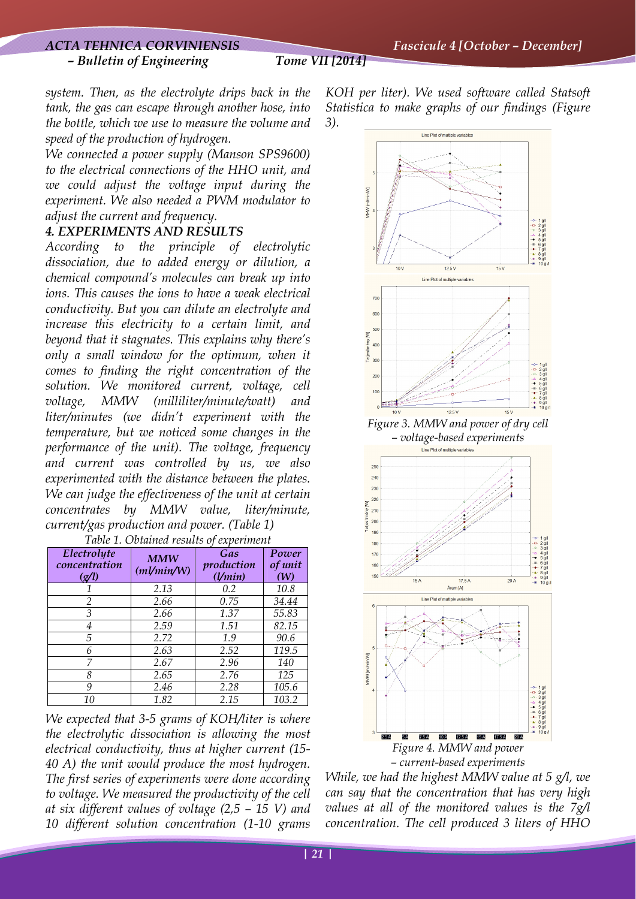*system. Then, as the electrolyte drips back in the tank, the gas can escape through another hose, into the bottle, which we use to measure the volume and speed of the production of hydrogen.*

*We connected a power supply (Manson SPS9600) to the electrical connections of the HHO unit, and we could adjust the voltage input during the experiment. We also needed a PWM modulator to adjust the current and frequency.*

### *4. EXPERIMENTS AND RESULTS*

*According to the principle of electrolytic dissociation, due to added energy or dilution, a chemical compound's molecules can break up into ions. This causes the ions to have a weak electrical conductivity. But you can dilute an electrolyte and increase this electricity to a certain limit, and beyond that it stagnates. This explains why there's only a small window for the optimum, when it comes to finding the right concentration of the solution. We monitored current, voltage, cell voltage, MMW (milliliter/minute/watt) and liter/minutes (we didn't experiment with the temperature, but we noticed some changes in the performance of the unit). The voltage, frequency and current was controlled by us, we also experimented with the distance between the plates. We can judge the effectiveness of the unit at certain concentrates by MMW value, liter/minute, current/gas production and power. (Table 1)*

*Table 1. Obtained results of experiment*

| *Electrolyte concentration (g/l)* | *MMW (ml/min/W)* | *Gas production (l/min)* | *Power of unit (W)* |
|---|---|---|---|
| 1 | 2.13 | 0.2 | 10.8 |
| 2 | 2.66 | 0.75 | 34.44 |
| 3 | 2.66 | 1.37 | 55.83 |
| 4 | 2.59 | 1.51 | 82.15 |
| 5 | 2.72 | 1.9 | 90.6 |
| 6 | 2.63 | 2.52 | 119.5 |
| 7 | 2.67 | 2.96 | 140 |
| 8 | 2.65 | 2.76 | 125 |
| 9 | 2.46 | 2.28 | 105.6 |
| 10 | 1.82 | 2.15 | 103.2 |

*We expected that 3-5 grams of KOH/liter is where the electrolytic dissociation is allowing the most electrical conductivity, thus at higher current (15-40 A) the unit would produce the most hydrogen. The first series of experiments were done according to voltage. We measured the productivity of the cell at six different values of voltage (2,5 – 15 V) and 10 different solution concentration (1-10 grams KOH per liter). We used software called Statsoft Statistica to make graphs of our findings (Figure 3).*

*Figure 3. MMW and power of dry cell – voltage-based experiments*

*Figure 4. MMW and power – current-based experiments*

*While, we had the highest MMW value at 5 g/l, we can say that the concentration that has very high values at all of the monitored values is the 7g/l concentration. The cell produced 3 liters of HHO*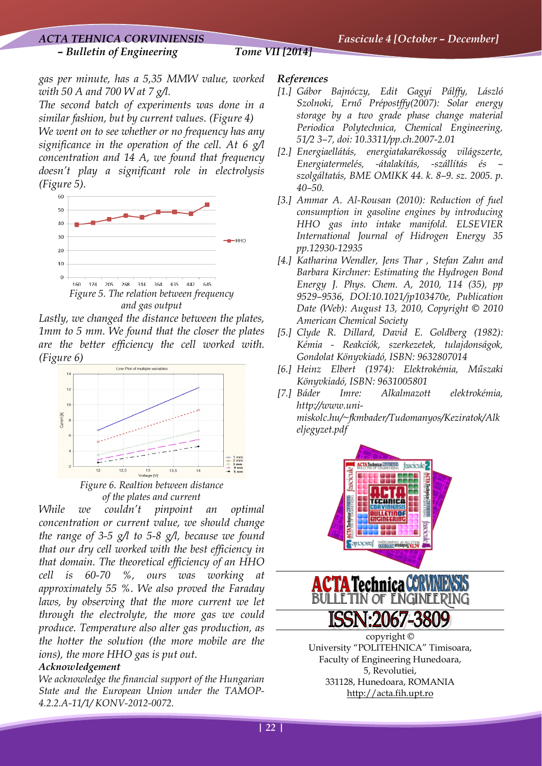gas per minute, has a 5,35 MMW value, worked with 50 A and 700 W at 7 g/l.

The second batch of experiments was done in a similar fashion, but by current values. (Figure 4)

We went on to see whether or no frequency has any significance in the operation of the cell. At 6 g/l concentration and 14 A, we found that frequency doesn't play a significant role in electrolysis (Figure 5).

60
50
40
30
20
10
0
160 174 205 268 314 364 435 442 645
HHO

*Figure 5. The relation between frequency and gas output*

Lastly, we changed the distance between the plates, 1mm to 5 mm. We found that the closer the plates are the better efficiency the cell worked with. (Figure 6)

Line Plot of multiple variables
Current [A]
Voltage [V]
1 mm
2 mm
3 mm
4 mm
5 mm

*Figure 6. Realtion between distance of the plates and current*

While we couldn't pinpoint an optimal concentration or current value, we should change the range of 3-5 g/l to 5-8 g/l, because we found that our dry cell worked with the best efficiency in that domain. The theoretical efficiency of an HHO cell is 60-70 %, ours was working at approximately 55 %. We also proved the Faraday laws, by observing that the more current we let through the electrolyte, the more gas we could produce. Temperature also alter gas production, as the hotter the solution (the more mobile are the ions), the more HHO gas is put out.

### Acknowledgement

*We acknowledge the financial support of the Hungarian State and the European Union under the TAMOP-4.2.2.A-11/1/ KONV-2012-0072.*

### References

[1.] Gábor Bajnóczy, Edit Gagyi Pálffy, László Szolnoki, Ernő Prépostffy(2007): Solar energy storage by a two grade phase change material Periodica Polytechnica, Chemical Engineering, 51/2 3–7, doi: 10.3311/pp.ch.2007-2.01

[2.] Energiaellátás, energiatakarékosság világszerte, Energiatermelés, -átalakítás, -szállítás és –szolgáltatás, BME OMIKK 44. k. 8–9. sz. 2005. p. 40–50.

[3.] Ammar A. Al-Rousan (2010): Reduction of fuel consumption in gasoline engines by introducing HHO gas into intake manifold. ELSEVIER International Journal of Hidrogen Energy 35 pp.12930-12935

[4.] Katharina Wendler, Jens Thar , Stefan Zahn and Barbara Kirchner: Estimating the Hydrogen Bond Energy J. Phys. Chem. A, 2010, 114 (35), pp 9529–9536, DOI:10.1021/jp103470e, Publication Date (Web): August 13, 2010, Copyright © 2010 American Chemical Society

[5.] Clyde R. Dillard, David E. Goldberg (1982): Kémia - Reakciók, szerkezetek, tulajdonságok, Gondolat Könyvkiadó, ISBN: 9632807014

[6.] Heinz Elbert (1974): Elektrokémia, Műszaki Könyvkiadó, ISBN: 9631005801

[7.] Báder Imre: Alkalmazott elektrokémia, http://www.uni-miskolc.hu/~fkmbader/Tudomanyos/Keziratok/Alkeljegyzet.pdf

ACTA Technica CORVINIENSIS
BULLETIN OF ENGINEERING
ISSN:2067-3809

copyright ©
University "POLITEHNICA" Timisoara,
Faculty of Engineering Hunedoara,
5, Revolutiei,
331128, Hunedoara, ROMANIA
http://acta.fih.upt.ro